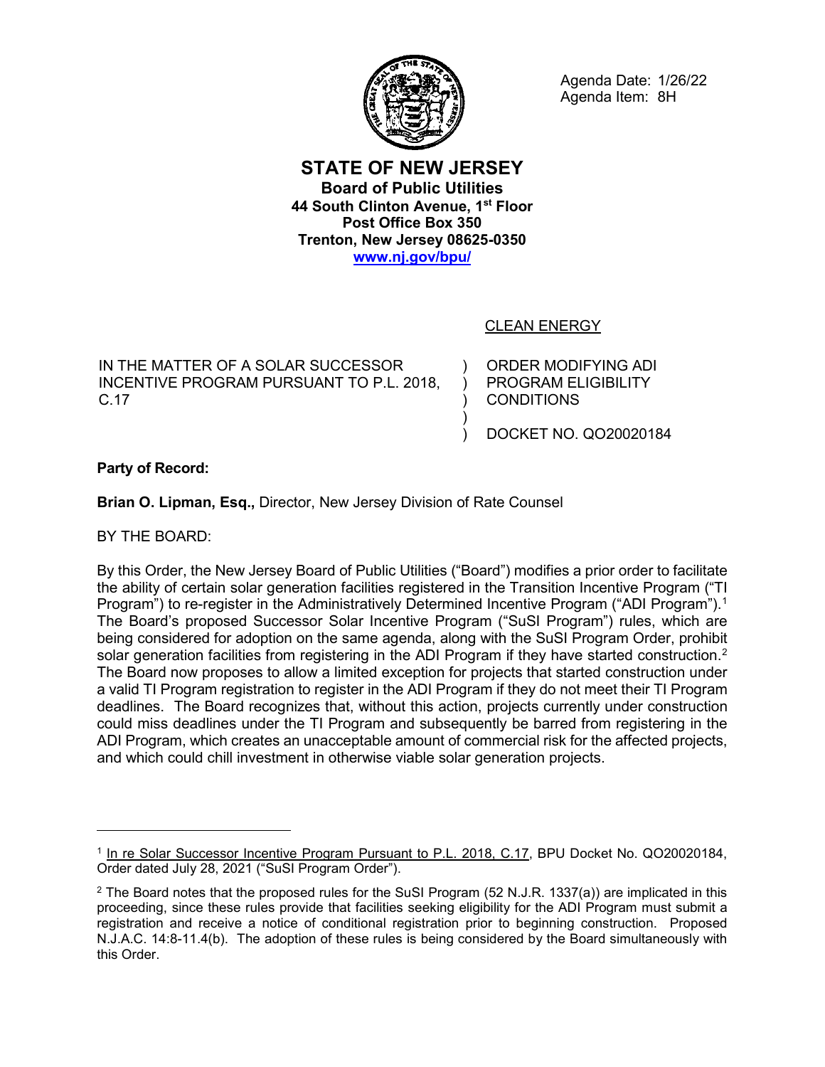Agenda Date: 1/26/22
Agenda Item: 8H

# STATE OF NEW JERSEY

**Board of Public Utilities**
**44 South Clinton Avenue, 1st Floor**
**Post Office Box 350**
**Trenton, New Jersey 08625-0350**
**www.nj.gov/bpu/**

CLEAN ENERGY

| | | |
|---|---|---|
| IN THE MATTER OF A SOLAR SUCCESSOR INCENTIVE PROGRAM PURSUANT TO P.L. 2018, C.17 | ) ) ) ) ) | ORDER MODIFYING ADI PROGRAM ELIGIBILITY CONDITIONS<br><br>DOCKET NO. QO20020184 |

**Party of Record:**

**Brian O. Lipman, Esq.,** Director, New Jersey Division of Rate Counsel

BY THE BOARD:

By this Order, the New Jersey Board of Public Utilities ("Board") modifies a prior order to facilitate the ability of certain solar generation facilities registered in the Transition Incentive Program ("TI Program") to re-register in the Administratively Determined Incentive Program ("ADI Program").[1] The Board's proposed Successor Solar Incentive Program ("SuSI Program") rules, which are being considered for adoption on the same agenda, along with the SuSI Program Order, prohibit solar generation facilities from registering in the ADI Program if they have started construction.[2] The Board now proposes to allow a limited exception for projects that started construction under a valid TI Program registration to register in the ADI Program if they do not meet their TI Program deadlines. The Board recognizes that, without this action, projects currently under construction could miss deadlines under the TI Program and subsequently be barred from registering in the ADI Program, which creates an unacceptable amount of commercial risk for the affected projects, and which could chill investment in otherwise viable solar generation projects.

---

[1] In re Solar Successor Incentive Program Pursuant to P.L. 2018, C.17, BPU Docket No. QO20020184, Order dated July 28, 2021 ("SuSI Program Order").

[2] The Board notes that the proposed rules for the SuSI Program (52 N.J.R. 1337(a)) are implicated in this proceeding, since these rules provide that facilities seeking eligibility for the ADI Program must submit a registration and receive a notice of conditional registration prior to beginning construction. Proposed N.J.A.C. 14:8-11.4(b). The adoption of these rules is being considered by the Board simultaneously with this Order.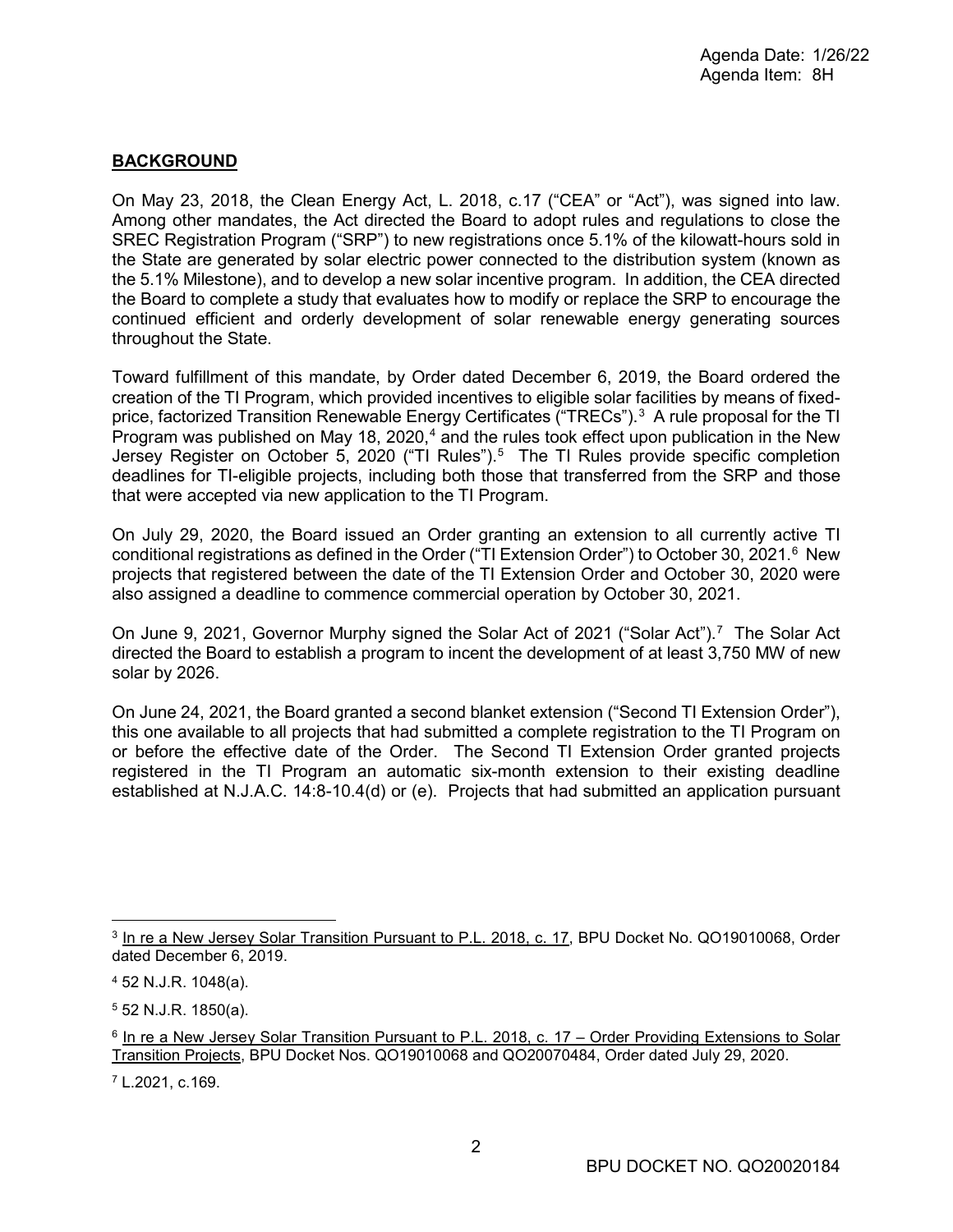## BACKGROUND

On May 23, 2018, the Clean Energy Act, L. 2018, c.17 ("CEA" or "Act"), was signed into law. Among other mandates, the Act directed the Board to adopt rules and regulations to close the SREC Registration Program ("SRP") to new registrations once 5.1% of the kilowatt-hours sold in the State are generated by solar electric power connected to the distribution system (known as the 5.1% Milestone), and to develop a new solar incentive program. In addition, the CEA directed the Board to complete a study that evaluates how to modify or replace the SRP to encourage the continued efficient and orderly development of solar renewable energy generating sources throughout the State.

Toward fulfillment of this mandate, by Order dated December 6, 2019, the Board ordered the creation of the TI Program, which provided incentives to eligible solar facilities by means of fixed-price, factorized Transition Renewable Energy Certificates ("TRECs").[3] A rule proposal for the TI Program was published on May 18, 2020,[4] and the rules took effect upon publication in the New Jersey Register on October 5, 2020 ("TI Rules").[5] The TI Rules provide specific completion deadlines for TI-eligible projects, including both those that transferred from the SRP and those that were accepted via new application to the TI Program.

On July 29, 2020, the Board issued an Order granting an extension to all currently active TI conditional registrations as defined in the Order ("TI Extension Order") to October 30, 2021.[6] New projects that registered between the date of the TI Extension Order and October 30, 2020 were also assigned a deadline to commence commercial operation by October 30, 2021.

On June 9, 2021, Governor Murphy signed the Solar Act of 2021 ("Solar Act").[7] The Solar Act directed the Board to establish a program to incent the development of at least 3,750 MW of new solar by 2026.

On June 24, 2021, the Board granted a second blanket extension ("Second TI Extension Order"), this one available to all projects that had submitted a complete registration to the TI Program on or before the effective date of the Order. The Second TI Extension Order granted projects registered in the TI Program an automatic six-month extension to their existing deadline established at N.J.A.C. 14:8-10.4(d) or (e). Projects that had submitted an application pursuant

---

[3] In re a New Jersey Solar Transition Pursuant to P.L. 2018, c. 17, BPU Docket No. QO19010068, Order dated December 6, 2019.

[4] 52 N.J.R. 1048(a).

[5] 52 N.J.R. 1850(a).

[6] In re a New Jersey Solar Transition Pursuant to P.L. 2018, c. 17 – Order Providing Extensions to Solar Transition Projects, BPU Docket Nos. QO19010068 and QO20070484, Order dated July 29, 2020.

[7] L.2021, c.169.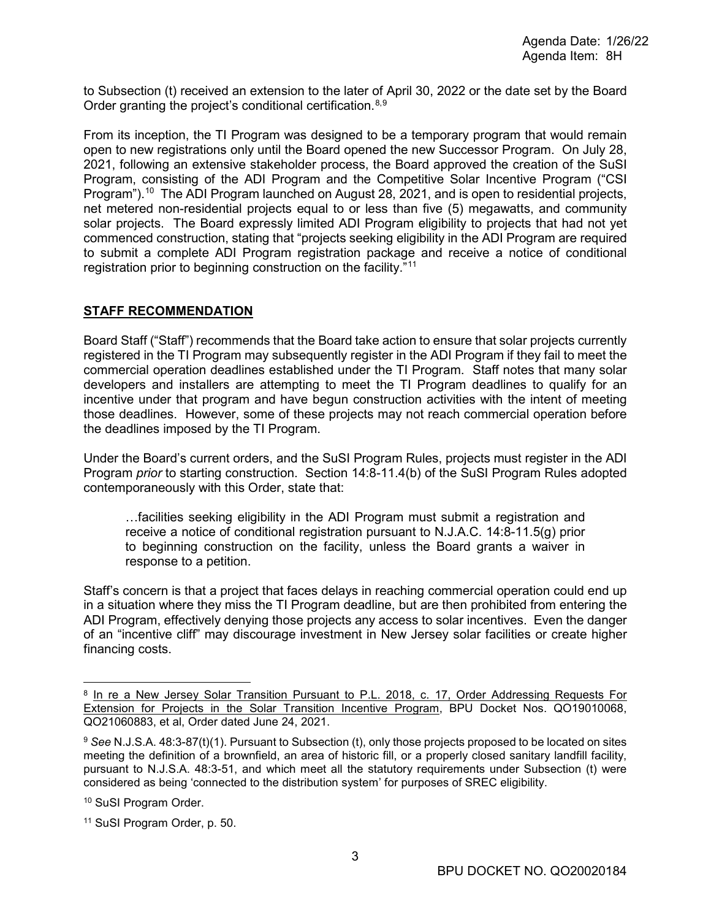to Subsection (t) received an extension to the later of April 30, 2022 or the date set by the Board Order granting the project's conditional certification.[8,9]

From its inception, the TI Program was designed to be a temporary program that would remain open to new registrations only until the Board opened the new Successor Program. On July 28, 2021, following an extensive stakeholder process, the Board approved the creation of the SuSI Program, consisting of the ADI Program and the Competitive Solar Incentive Program ("CSI Program").[10] The ADI Program launched on August 28, 2021, and is open to residential projects, net metered non-residential projects equal to or less than five (5) megawatts, and community solar projects. The Board expressly limited ADI Program eligibility to projects that had not yet commenced construction, stating that "projects seeking eligibility in the ADI Program are required to submit a complete ADI Program registration package and receive a notice of conditional registration prior to beginning construction on the facility."[11]

## STAFF RECOMMENDATION

Board Staff ("Staff") recommends that the Board take action to ensure that solar projects currently registered in the TI Program may subsequently register in the ADI Program if they fail to meet the commercial operation deadlines established under the TI Program. Staff notes that many solar developers and installers are attempting to meet the TI Program deadlines to qualify for an incentive under that program and have begun construction activities with the intent of meeting those deadlines. However, some of these projects may not reach commercial operation before the deadlines imposed by the TI Program.

Under the Board's current orders, and the SuSI Program Rules, projects must register in the ADI Program *prior* to starting construction. Section 14:8-11.4(b) of the SuSI Program Rules adopted contemporaneously with this Order, state that:

> …facilities seeking eligibility in the ADI Program must submit a registration and receive a notice of conditional registration pursuant to N.J.A.C. 14:8-11.5(g) prior to beginning construction on the facility, unless the Board grants a waiver in response to a petition.

Staff's concern is that a project that faces delays in reaching commercial operation could end up in a situation where they miss the TI Program deadline, but are then prohibited from entering the ADI Program, effectively denying those projects any access to solar incentives. Even the danger of an "incentive cliff" may discourage investment in New Jersey solar facilities or create higher financing costs.

---

[8] In re a New Jersey Solar Transition Pursuant to P.L. 2018, c. 17, Order Addressing Requests For Extension for Projects in the Solar Transition Incentive Program, BPU Docket Nos. QO19010068, QO21060883, et al, Order dated June 24, 2021.

[9] *See* N.J.S.A. 48:3-87(t)(1). Pursuant to Subsection (t), only those projects proposed to be located on sites meeting the definition of a brownfield, an area of historic fill, or a properly closed sanitary landfill facility, pursuant to N.J.S.A. 48:3-51, and which meet all the statutory requirements under Subsection (t) were considered as being 'connected to the distribution system' for purposes of SREC eligibility.

[10] SuSI Program Order.

[11] SuSI Program Order, p. 50.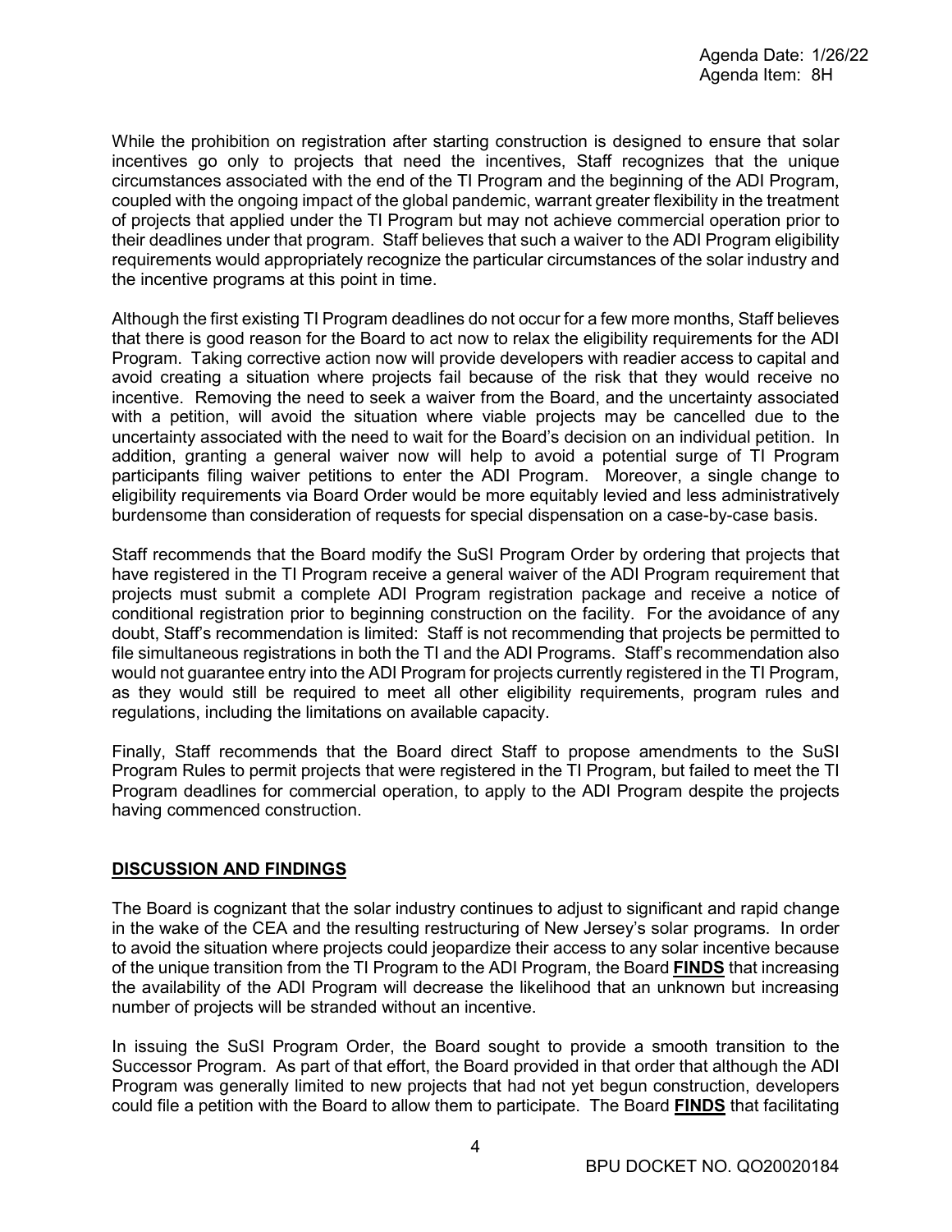While the prohibition on registration after starting construction is designed to ensure that solar incentives go only to projects that need the incentives, Staff recognizes that the unique circumstances associated with the end of the TI Program and the beginning of the ADI Program, coupled with the ongoing impact of the global pandemic, warrant greater flexibility in the treatment of projects that applied under the TI Program but may not achieve commercial operation prior to their deadlines under that program. Staff believes that such a waiver to the ADI Program eligibility requirements would appropriately recognize the particular circumstances of the solar industry and the incentive programs at this point in time.

Although the first existing TI Program deadlines do not occur for a few more months, Staff believes that there is good reason for the Board to act now to relax the eligibility requirements for the ADI Program. Taking corrective action now will provide developers with readier access to capital and avoid creating a situation where projects fail because of the risk that they would receive no incentive. Removing the need to seek a waiver from the Board, and the uncertainty associated with a petition, will avoid the situation where viable projects may be cancelled due to the uncertainty associated with the need to wait for the Board's decision on an individual petition. In addition, granting a general waiver now will help to avoid a potential surge of TI Program participants filing waiver petitions to enter the ADI Program. Moreover, a single change to eligibility requirements via Board Order would be more equitably levied and less administratively burdensome than consideration of requests for special dispensation on a case-by-case basis.

Staff recommends that the Board modify the SuSI Program Order by ordering that projects that have registered in the TI Program receive a general waiver of the ADI Program requirement that projects must submit a complete ADI Program registration package and receive a notice of conditional registration prior to beginning construction on the facility. For the avoidance of any doubt, Staff's recommendation is limited: Staff is not recommending that projects be permitted to file simultaneous registrations in both the TI and the ADI Programs. Staff's recommendation also would not guarantee entry into the ADI Program for projects currently registered in the TI Program, as they would still be required to meet all other eligibility requirements, program rules and regulations, including the limitations on available capacity.

Finally, Staff recommends that the Board direct Staff to propose amendments to the SuSI Program Rules to permit projects that were registered in the TI Program, but failed to meet the TI Program deadlines for commercial operation, to apply to the ADI Program despite the projects having commenced construction.

## DISCUSSION AND FINDINGS

The Board is cognizant that the solar industry continues to adjust to significant and rapid change in the wake of the CEA and the resulting restructuring of New Jersey's solar programs. In order to avoid the situation where projects could jeopardize their access to any solar incentive because of the unique transition from the TI Program to the ADI Program, the Board **FINDS** that increasing the availability of the ADI Program will decrease the likelihood that an unknown but increasing number of projects will be stranded without an incentive.

In issuing the SuSI Program Order, the Board sought to provide a smooth transition to the Successor Program. As part of that effort, the Board provided in that order that although the ADI Program was generally limited to new projects that had not yet begun construction, developers could file a petition with the Board to allow them to participate. The Board **FINDS** that facilitating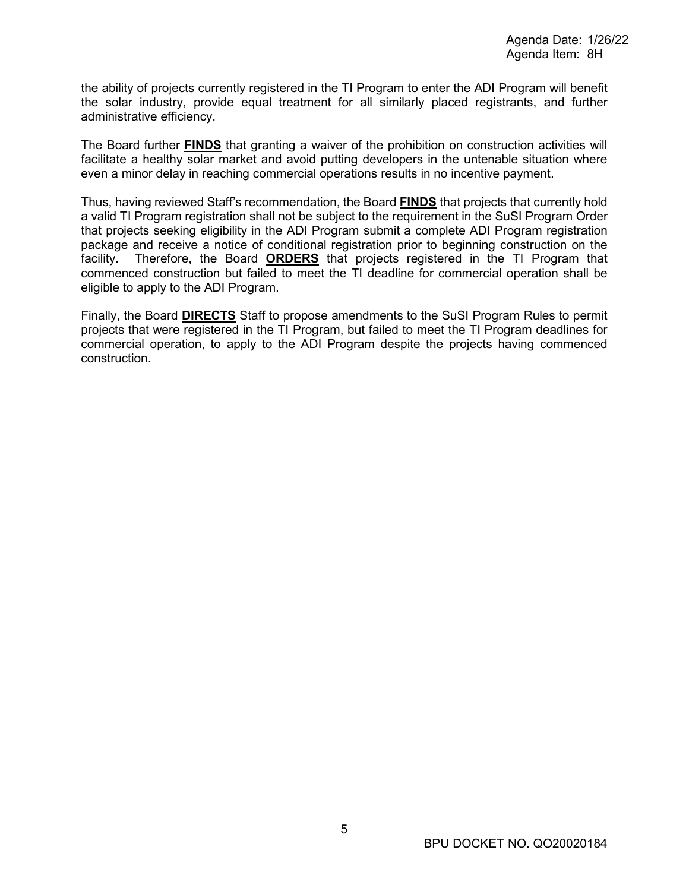the ability of projects currently registered in the TI Program to enter the ADI Program will benefit the solar industry, provide equal treatment for all similarly placed registrants, and further administrative efficiency.

The Board further **FINDS** that granting a waiver of the prohibition on construction activities will facilitate a healthy solar market and avoid putting developers in the untenable situation where even a minor delay in reaching commercial operations results in no incentive payment.

Thus, having reviewed Staff's recommendation, the Board **FINDS** that projects that currently hold a valid TI Program registration shall not be subject to the requirement in the SuSI Program Order that projects seeking eligibility in the ADI Program submit a complete ADI Program registration package and receive a notice of conditional registration prior to beginning construction on the facility. Therefore, the Board **ORDERS** that projects registered in the TI Program that commenced construction but failed to meet the TI deadline for commercial operation shall be eligible to apply to the ADI Program.

Finally, the Board **DIRECTS** Staff to propose amendments to the SuSI Program Rules to permit projects that were registered in the TI Program, but failed to meet the TI Program deadlines for commercial operation, to apply to the ADI Program despite the projects having commenced construction.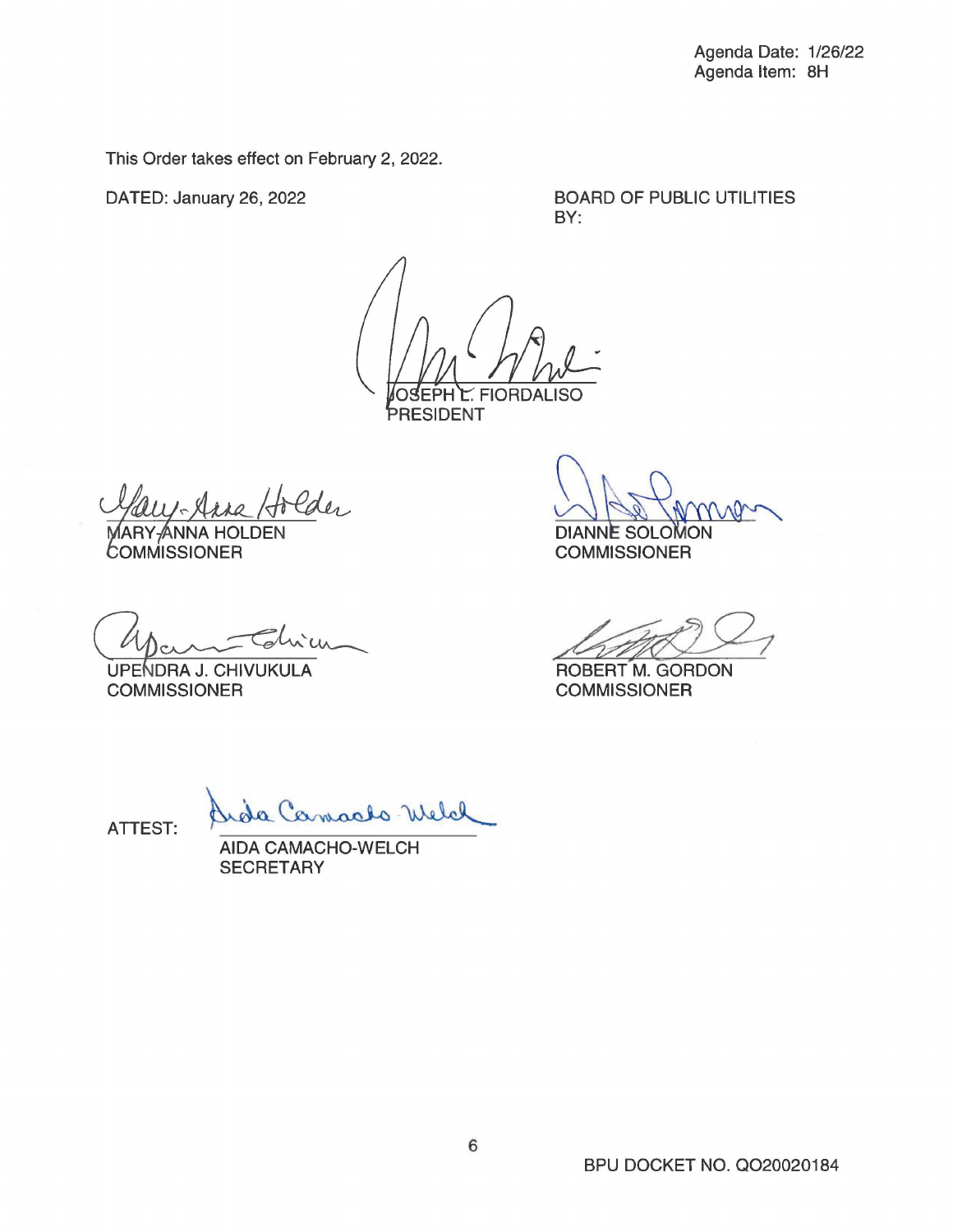Agenda Date: 1/26/22
Agenda Item: 8H

This Order takes effect on February 2, 2022.

DATED: January 26, 2022

BOARD OF PUBLIC UTILITIES
BY:

JOSEPH L. FIORDALISO
PRESIDENT

MARY-ANNA HOLDEN
COMMISSIONER

DIANNE SOLOMON
COMMISSIONER

UPENDRA J. CHIVUKULA
COMMISSIONER

ROBERT M. GORDON
COMMISSIONER

ATTEST:

AIDA CAMACHO-WELCH
SECRETARY

BPU DOCKET NO. QO20020184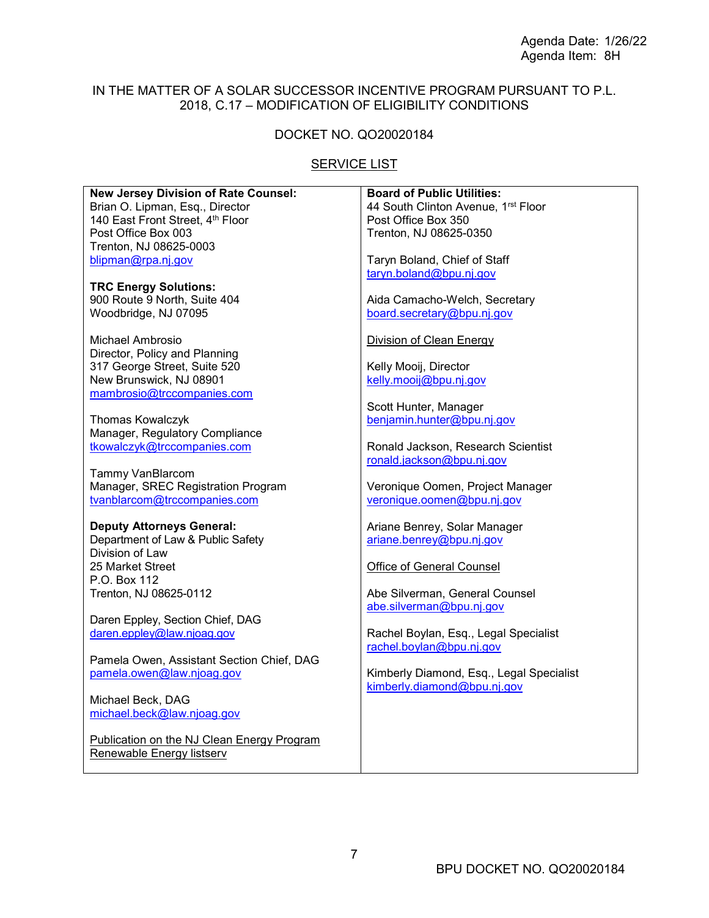Agenda Date: 1/26/22
Agenda Item: 8H

IN THE MATTER OF A SOLAR SUCCESSOR INCENTIVE PROGRAM PURSUANT TO P.L. 2018, C.17 – MODIFICATION OF ELIGIBILITY CONDITIONS

DOCKET NO. QO20020184

SERVICE LIST

**New Jersey Division of Rate Counsel:**
Brian O. Lipman, Esq., Director
140 East Front Street, 4th Floor
Post Office Box 003
Trenton, NJ 08625-0003
blipman@rpa.nj.gov

**TRC Energy Solutions:**
900 Route 9 North, Suite 404
Woodbridge, NJ 07095

Michael Ambrosio
Director, Policy and Planning
317 George Street, Suite 520
New Brunswick, NJ 08901
mambrosio@trccompanies.com

Thomas Kowalczyk
Manager, Regulatory Compliance
tkowalczyk@trccompanies.com

Tammy VanBlarcom
Manager, SREC Registration Program
tvanblarcom@trccompanies.com

**Deputy Attorneys General:**
Department of Law & Public Safety
Division of Law
25 Market Street
P.O. Box 112
Trenton, NJ 08625-0112

Daren Eppley, Section Chief, DAG
daren.eppley@law.njoag.gov

Pamela Owen, Assistant Section Chief, DAG
pamela.owen@law.njoag.gov

Michael Beck, DAG
michael.beck@law.njoag.gov

Publication on the NJ Clean Energy Program Renewable Energy listserv

**Board of Public Utilities:**
44 South Clinton Avenue, 1rst Floor
Post Office Box 350
Trenton, NJ 08625-0350

Taryn Boland, Chief of Staff
taryn.boland@bpu.nj.gov

Aida Camacho-Welch, Secretary
board.secretary@bpu.nj.gov

Division of Clean Energy

Kelly Mooij, Director
kelly.mooij@bpu.nj.gov

Scott Hunter, Manager
benjamin.hunter@bpu.nj.gov

Ronald Jackson, Research Scientist
ronald.jackson@bpu.nj.gov

Veronique Oomen, Project Manager
veronique.oomen@bpu.nj.gov

Ariane Benrey, Solar Manager
ariane.benrey@bpu.nj.gov

Office of General Counsel

Abe Silverman, General Counsel
abe.silverman@bpu.nj.gov

Rachel Boylan, Esq., Legal Specialist
rachel.boylan@bpu.nj.gov

Kimberly Diamond, Esq., Legal Specialist
kimberly.diamond@bpu.nj.gov